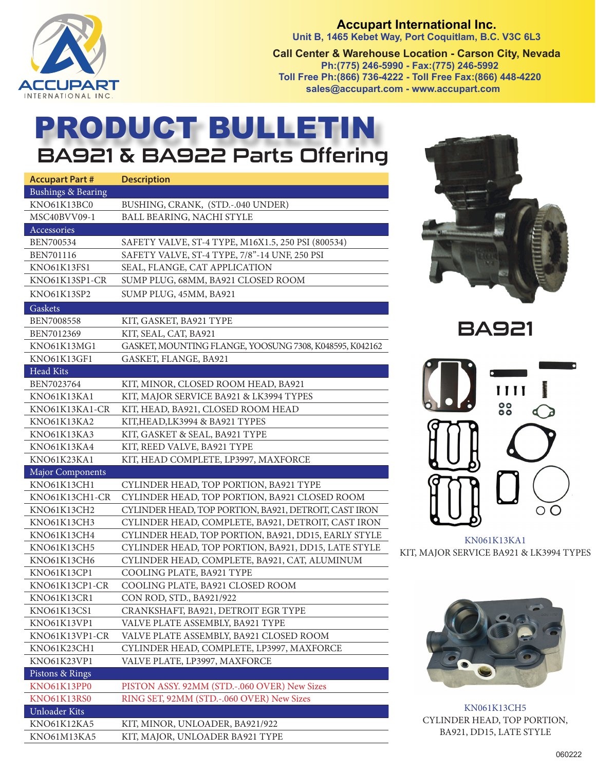**Accupart International Inc.**
Unit B, 1465 Kebet Way, Port Coquitlam, B.C. V3C 6L3

**Call Center & Warehouse Location - Carson City, Nevada**
Ph:(775) 246-5990 - Fax:(775) 246-5992
Toll Free Ph:(866) 736-4222 - Toll Free Fax:(866) 448-4220
sales@accupart.com - www.accupart.com

# PRODUCT BULLETIN

## BA921 & BA922 Parts Offering

| Accupart Part # | Description |
|---|---|
| **Bushings & Bearing** | |
| KNO61K13BC0 | BUSHING, CRANK, (STD.-.040 UNDER) |
| MSC40BVV09-1 | BALL BEARING, NACHI STYLE |
| **Accessories** | |
| BEN700534 | SAFETY VALVE, ST-4 TYPE, M16X1.5, 250 PSI (800534) |
| BEN701116 | SAFETY VALVE, ST-4 TYPE, 7/8"-14 UNF, 250 PSI |
| KNO61K13FS1 | SEAL, FLANGE, CAT APPLICATION |
| KNO61K13SP1-CR | SUMP PLUG, 68MM, BA921 CLOSED ROOM |
| KNO61K13SP2 | SUMP PLUG, 45MM, BA921 |
| **Gaskets** | |
| BEN7008558 | KIT, GASKET, BA921 TYPE |
| BEN7012369 | KIT, SEAL, CAT, BA921 |
| KNO61K13MG1 | GASKET, MOUNTING FLANGE, YOOSUNG 7308, K048595, K042162 |
| KNO61K13GF1 | GASKET, FLANGE, BA921 |
| **Head Kits** | |
| BEN7023764 | KIT, MINOR, CLOSED ROOM HEAD, BA921 |
| KNO61K13KA1 | KIT, MAJOR SERVICE BA921 & LK3994 TYPES |
| KNO61K13KA1-CR | KIT, HEAD, BA921, CLOSED ROOM HEAD |
| KNO61K13KA2 | KIT,HEAD,LK3994 & BA921 TYPES |
| KNO61K13KA3 | KIT, GASKET & SEAL, BA921 TYPE |
| KNO61K13KA4 | KIT, REED VALVE, BA921 TYPE |
| KNO61K23KA1 | KIT, HEAD COMPLETE, LP3997, MAXFORCE |
| **Major Components** | |
| KNO61K13CH1 | CYLINDER HEAD, TOP PORTION, BA921 TYPE |
| KNO61K13CH1-CR | CYLINDER HEAD, TOP PORTION, BA921 CLOSED ROOM |
| KNO61K13CH2 | CYLINDER HEAD, TOP PORTION, BA921, DETROIT, CAST IRON |
| KNO61K13CH3 | CYLINDER HEAD, COMPLETE, BA921, DETROIT, CAST IRON |
| KNO61K13CH4 | CYLINDER HEAD, TOP PORTION, BA921, DD15, EARLY STYLE |
| KNO61K13CH5 | CYLINDER HEAD, TOP PORTION, BA921, DD15, LATE STYLE |
| KNO61K13CH6 | CYLINDER HEAD, COMPLETE, BA921, CAT, ALUMINUM |
| KNO61K13CP1 | COOLING PLATE, BA921 TYPE |
| KNO61K13CP1-CR | COOLING PLATE, BA921 CLOSED ROOM |
| KNO61K13CR1 | CON ROD, STD., BA921/922 |
| KNO61K13CS1 | CRANKSHAFT, BA921, DETROIT EGR TYPE |
| KNO61K13VP1 | VALVE PLATE ASSEMBLY, BA921 TYPE |
| KNO61K13VP1-CR | VALVE PLATE ASSEMBLY, BA921 CLOSED ROOM |
| KNO61K23CH1 | CYLINDER HEAD, COMPLETE, LP3997, MAXFORCE |
| KNO61K23VP1 | VALVE PLATE, LP3997, MAXFORCE |
| **Pistons & Rings** | |
| KNO61K13PP0 | PISTON ASSY. 92MM (STD.-.060 OVER) New Sizes |
| KNO61K13RS0 | RING SET, 92MM (STD.-.060 OVER) New Sizes |
| **Unloader Kits** | |
| KNO61K12KA5 | KIT, MINOR, UNLOADER, BA921/922 |
| KNO61M13KA5 | KIT, MAJOR, UNLOADER BA921 TYPE |

BA921

KN061K13KA1
KIT, MAJOR SERVICE BA921 & LK3994 TYPES

KN061K13CH5
CYLINDER HEAD, TOP PORTION, BA921, DD15, LATE STYLE

060222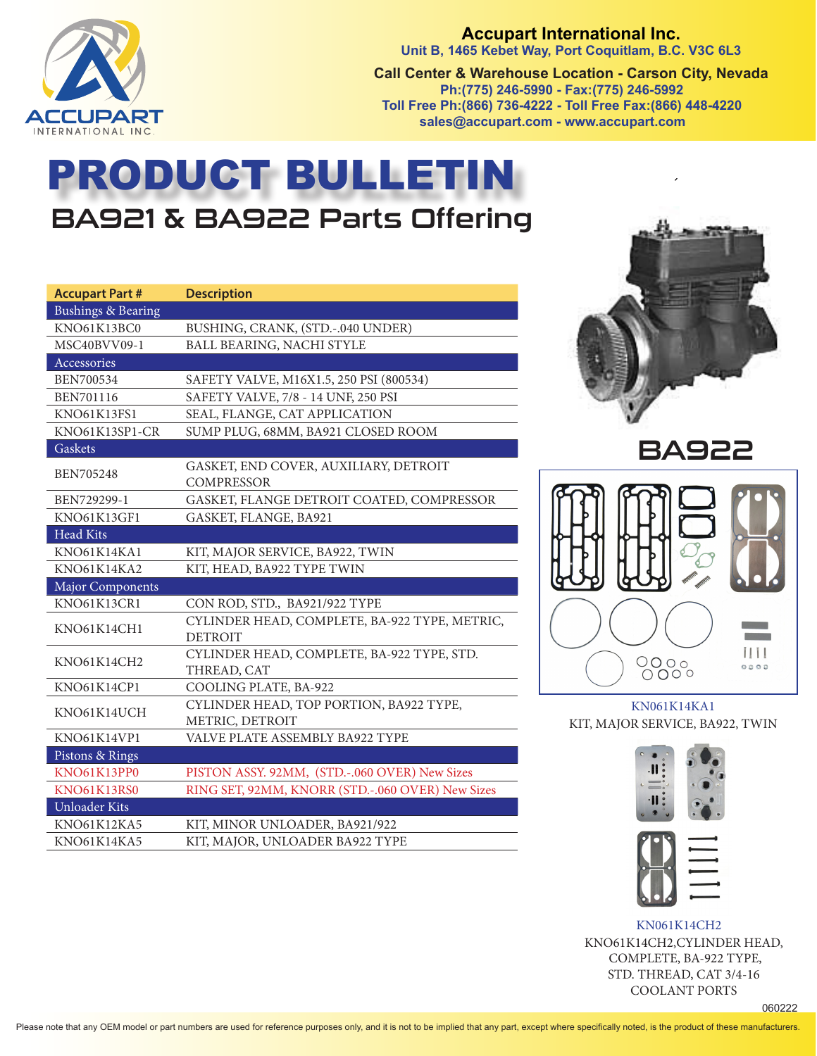**Accupart International Inc.**
Unit B, 1465 Kebet Way, Port Coquitlam, B.C. V3C 6L3

**Call Center & Warehouse Location - Carson City, Nevada**
Ph:(775) 246-5990 - Fax:(775) 246-5992
Toll Free Ph:(866) 736-4222 - Toll Free Fax:(866) 448-4220
sales@accupart.com - www.accupart.com

# PRODUCT BULLETIN

## BA921 & BA922 Parts Offering

| Accupart Part # | Description |
|---|---|
| **Bushings & Bearing** | |
| KNO61K13BC0 | BUSHING, CRANK, (STD.-.040 UNDER) |
| MSC40BVV09-1 | BALL BEARING, NACHI STYLE |
| **Accessories** | |
| BEN700534 | SAFETY VALVE, M16X1.5, 250 PSI (800534) |
| BEN701116 | SAFETY VALVE, 7/8 - 14 UNF, 250 PSI |
| KNO61K13FS1 | SEAL, FLANGE, CAT APPLICATION |
| KNO61K13SP1-CR | SUMP PLUG, 68MM, BA921 CLOSED ROOM |
| **Gaskets** | |
| BEN705248 | GASKET, END COVER, AUXILIARY, DETROIT COMPRESSOR |
| BEN729299-1 | GASKET, FLANGE DETROIT COATED, COMPRESSOR |
| KNO61K13GF1 | GASKET, FLANGE, BA921 |
| **Head Kits** | |
| KNO61K14KA1 | KIT, MAJOR SERVICE, BA922, TWIN |
| KNO61K14KA2 | KIT, HEAD, BA922 TYPE TWIN |
| **Major Components** | |
| KNO61K13CR1 | CON ROD, STD., BA921/922 TYPE |
| KNO61K14CH1 | CYLINDER HEAD, COMPLETE, BA-922 TYPE, METRIC, DETROIT |
| KNO61K14CH2 | CYLINDER HEAD, COMPLETE, BA-922 TYPE, STD. THREAD, CAT |
| KNO61K14CP1 | COOLING PLATE, BA-922 |
| KNO61K14UCH | CYLINDER HEAD, TOP PORTION, BA922 TYPE, METRIC, DETROIT |
| KNO61K14VP1 | VALVE PLATE ASSEMBLY BA922 TYPE |
| **Pistons & Rings** | |
| KNO61K13PP0 | PISTON ASSY. 92MM, (STD.-.060 OVER) New Sizes |
| KNO61K13RS0 | RING SET, 92MM, KNORR (STD.-.060 OVER) New Sizes |
| **Unloader Kits** | |
| KNO61K12KA5 | KIT, MINOR UNLOADER, BA921/922 |
| KNO61K14KA5 | KIT, MAJOR, UNLOADER BA922 TYPE |

BA922

KN061K14KA1
KIT, MAJOR SERVICE, BA922, TWIN

KN061K14CH2
KNO61K14CH2,CYLINDER HEAD, COMPLETE, BA-922 TYPE, STD. THREAD, CAT 3/4-16 COOLANT PORTS

060222

Please note that any OEM model or part numbers are used for reference purposes only, and it is not to be implied that any part, except where specifically noted, is the product of these manufacturers.